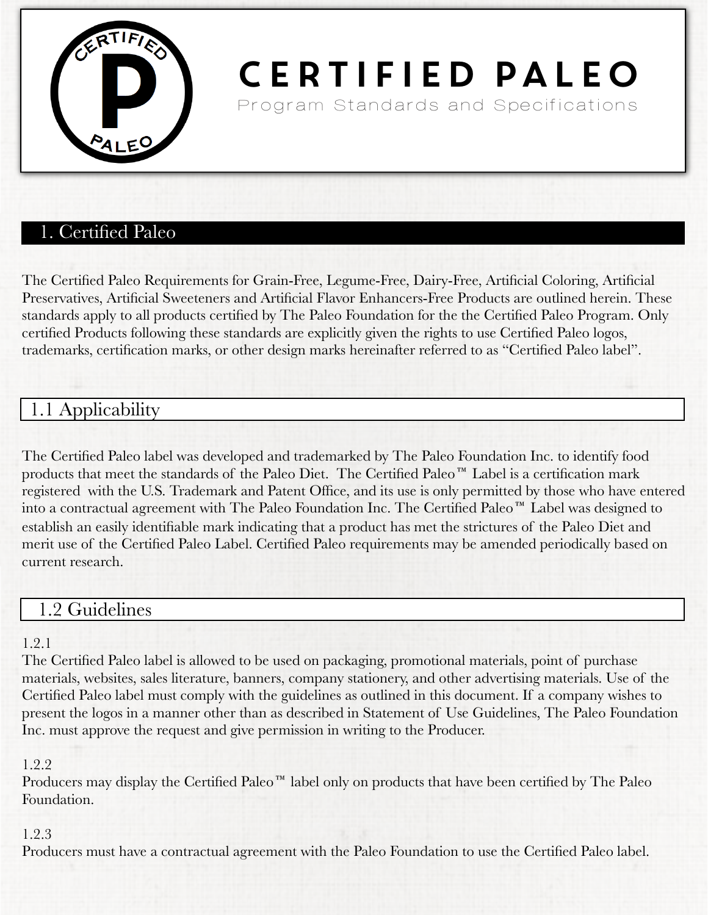# CERTIFIED PALEO

Program Standards and Specifications

## 1. Certified Paleo

The Certified Paleo Requirements for Grain-Free, Legume-Free, Dairy-Free, Artificial Coloring, Artificial Preservatives, Artificial Sweeteners and Artificial Flavor Enhancers-Free Products are outlined herein. These standards apply to all products certified by The Paleo Foundation for the the Certified Paleo Program. Only certified Products following these standards are explicitly given the rights to use Certified Paleo logos, trademarks, certification marks, or other design marks hereinafter referred to as "Certified Paleo label".

### 1.1 Applicability

The Certified Paleo label was developed and trademarked by The Paleo Foundation Inc. to identify food products that meet the standards of the Paleo Diet. The Certified Paleo™ Label is a certification mark registered with the U.S. Trademark and Patent Office, and its use is only permitted by those who have entered into a contractual agreement with The Paleo Foundation Inc. The Certified Paleo™ Label was designed to establish an easily identifiable mark indicating that a product has met the strictures of the Paleo Diet and merit use of the Certified Paleo Label. Certified Paleo requirements may be amended periodically based on current research.

### 1.2 Guidelines

1.2.1

The Certified Paleo label is allowed to be used on packaging, promotional materials, point of purchase materials, websites, sales literature, banners, company stationery, and other advertising materials. Use of the Certified Paleo label must comply with the guidelines as outlined in this document. If a company wishes to present the logos in a manner other than as described in Statement of Use Guidelines, The Paleo Foundation Inc. must approve the request and give permission in writing to the Producer.

1.2.2

Producers may display the Certified Paleo™ label only on products that have been certified by The Paleo Foundation.

1.2.3

Producers must have a contractual agreement with the Paleo Foundation to use the Certified Paleo label.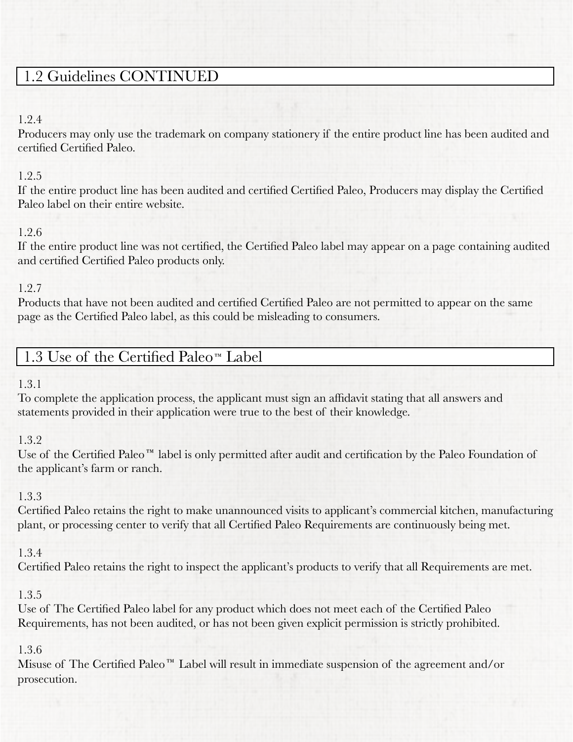## 1.2 Guidelines CONTINUED

1.2.4

Producers may only use the trademark on company stationery if the entire product line has been audited and certified Certified Paleo.

1.2.5

If the entire product line has been audited and certified Certified Paleo, Producers may display the Certified Paleo label on their entire website.

1.2.6

If the entire product line was not certified, the Certified Paleo label may appear on a page containing audited and certified Certified Paleo products only.

1.2.7

Products that have not been audited and certified Certified Paleo are not permitted to appear on the same page as the Certified Paleo label, as this could be misleading to consumers.

## 1.3 Use of the Certified Paleo™ Label

1.3.1

To complete the application process, the applicant must sign an affidavit stating that all answers and statements provided in their application were true to the best of their knowledge.

1.3.2

Use of the Certified Paleo™ label is only permitted after audit and certification by the Paleo Foundation of the applicant's farm or ranch.

1.3.3

Certified Paleo retains the right to make unannounced visits to applicant's commercial kitchen, manufacturing plant, or processing center to verify that all Certified Paleo Requirements are continuously being met.

1.3.4

Certified Paleo retains the right to inspect the applicant's products to verify that all Requirements are met.

1.3.5

Use of The Certified Paleo label for any product which does not meet each of the Certified Paleo Requirements, has not been audited, or has not been given explicit permission is strictly prohibited.

1.3.6

Misuse of The Certified Paleo™ Label will result in immediate suspension of the agreement and/or prosecution.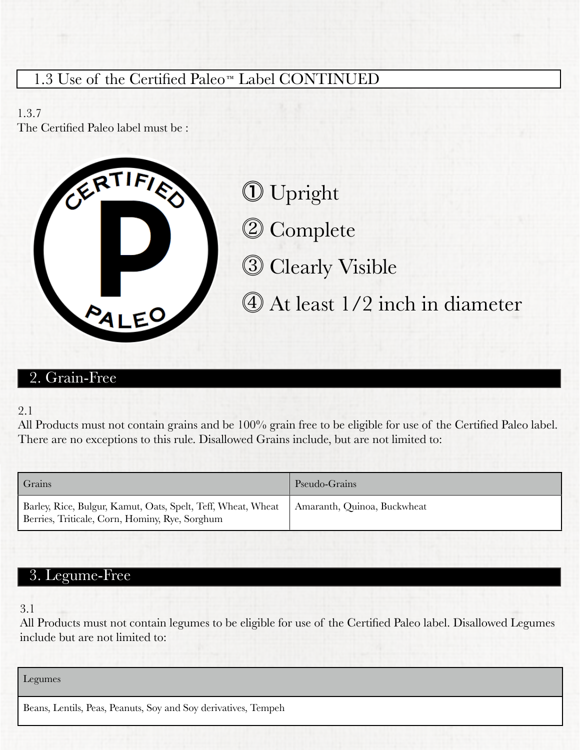## 1.3 Use of the Certified Paleo™ Label CONTINUED

1.3.7
The Certified Paleo label must be :

① Upright

② Complete

③ Clearly Visible

④ At least 1/2 inch in diameter

## 2. Grain-Free

2.1
All Products must not contain grains and be 100% grain free to be eligible for use of the Certified Paleo label. There are no exceptions to this rule. Disallowed Grains include, but are not limited to:

| Grains | Pseudo-Grains |
| --- | --- |
| Barley, Rice, Bulgur, Kamut, Oats, Spelt, Teff, Wheat, Wheat Berries, Triticale, Corn, Hominy, Rye, Sorghum | Amaranth, Quinoa, Buckwheat |

## 3. Legume-Free

3.1
All Products must not contain legumes to be eligible for use of the Certified Paleo label. Disallowed Legumes include but are not limited to:

| Legumes |
| --- |
| Beans, Lentils, Peas, Peanuts, Soy and Soy derivatives, Tempeh |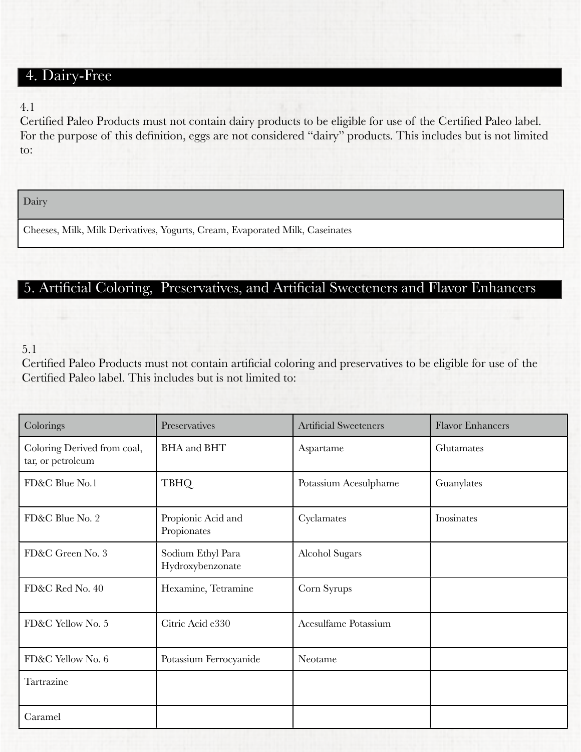## 4. Dairy-Free

4.1

Certified Paleo Products must not contain dairy products to be eligible for use of the Certified Paleo label. For the purpose of this definition, eggs are not considered "dairy" products. This includes but is not limited to:

| Dairy |
|---|
| Cheeses, Milk, Milk Derivatives, Yogurts, Cream, Evaporated Milk, Caseinates |

## 5. Artificial Coloring, Preservatives, and Artificial Sweeteners and Flavor Enhancers

5.1

Certified Paleo Products must not contain artificial coloring and preservatives to be eligible for use of the Certified Paleo label. This includes but is not limited to:

| Colorings | Preservatives | Artificial Sweeteners | Flavor Enhancers |
|---|---|---|---|
| Coloring Derived from coal, tar, or petroleum | BHA and BHT | Aspartame | Glutamates |
| FD&C Blue No.1 | TBHQ | Potassium Acesulphame | Guanylates |
| FD&C Blue No. 2 | Propionic Acid and Propionates | Cyclamates | Inosinates |
| FD&C Green No. 3 | Sodium Ethyl Para Hydroxybenzonate | Alcohol Sugars | |
| FD&C Red No. 40 | Hexamine, Tetramine | Corn Syrups | |
| FD&C Yellow No. 5 | Citric Acid e330 | Acesulfame Potassium | |
| FD&C Yellow No. 6 | Potassium Ferrocyanide | Neotame | |
| Tartrazine | | | |
| Caramel | | | |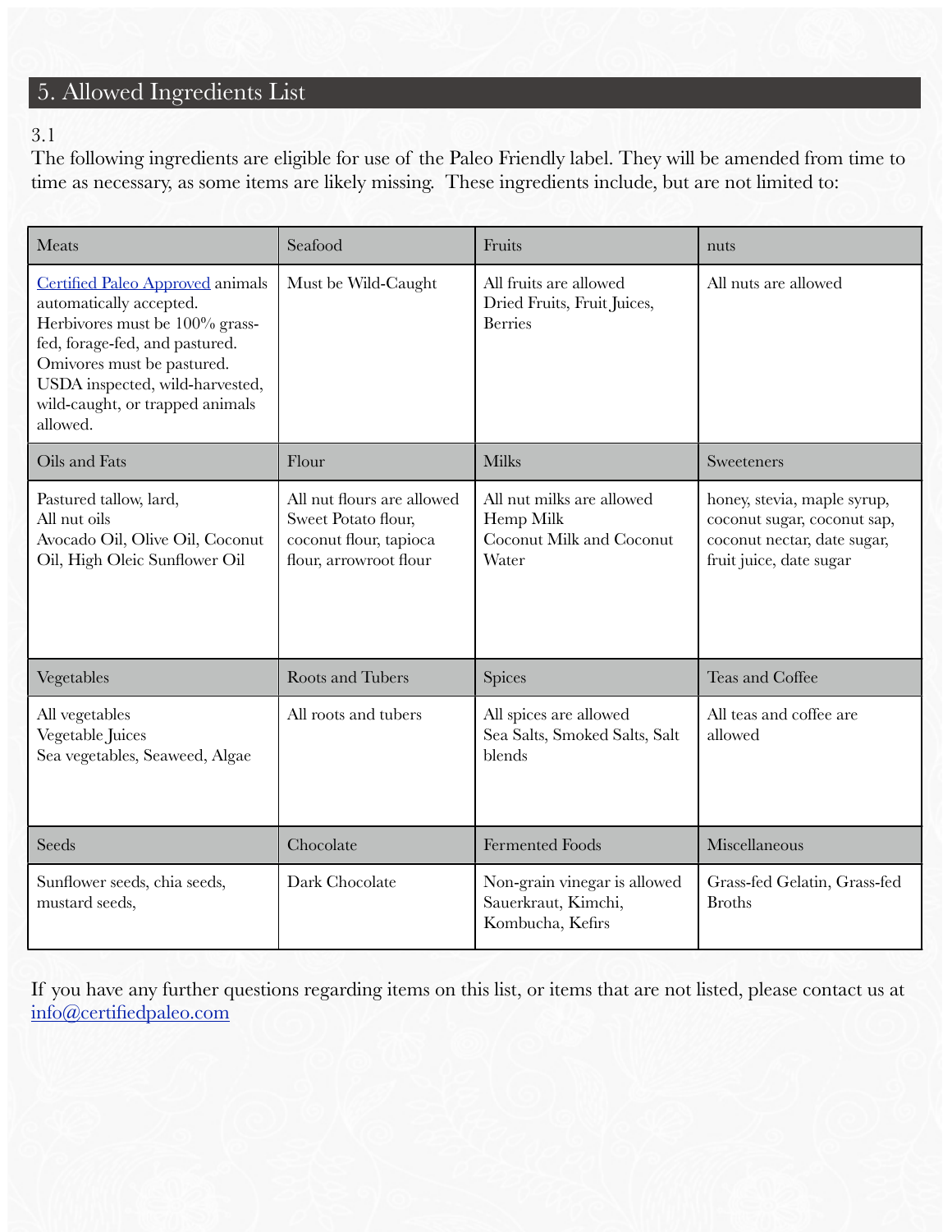## 5. Allowed Ingredients List

3.1

The following ingredients are eligible for use of the Paleo Friendly label. They will be amended from time to time as necessary, as some items are likely missing. These ingredients include, but are not limited to:

| Meats | Seafood | Fruits | nuts |
|---|---|---|---|
| Certified Paleo Approved animals automatically accepted. Herbivores must be 100% grass-fed, forage-fed, and pastured. Omivores must be pastured. USDA inspected, wild-harvested, wild-caught, or trapped animals allowed. | Must be Wild-Caught | All fruits are allowed<br>Dried Fruits, Fruit Juices, Berries | All nuts are allowed |
| **Oils and Fats** | **Flour** | **Milks** | **Sweeteners** |
| Pastured tallow, lard,<br>All nut oils<br>Avocado Oil, Olive Oil, Coconut Oil, High Oleic Sunflower Oil | All nut flours are allowed<br>Sweet Potato flour, coconut flour, tapioca flour, arrowroot flour | All nut milks are allowed<br>Hemp Milk<br>Coconut Milk and Coconut Water | honey, stevia, maple syrup, coconut sugar, coconut sap, coconut nectar, date sugar, fruit juice, date sugar |
| **Vegetables** | **Roots and Tubers** | **Spices** | **Teas and Coffee** |
| All vegetables<br>Vegetable Juices<br>Sea vegetables, Seaweed, Algae | All roots and tubers | All spices are allowed<br>Sea Salts, Smoked Salts, Salt blends | All teas and coffee are allowed |
| **Seeds** | **Chocolate** | **Fermented Foods** | **Miscellaneous** |
| Sunflower seeds, chia seeds, mustard seeds, | Dark Chocolate | Non-grain vinegar is allowed<br>Sauerkraut, Kimchi, Kombucha, Kefirs | Grass-fed Gelatin, Grass-fed Broths |

If you have any further questions regarding items on this list, or items that are not listed, please contact us at info@certifiedpaleo.com